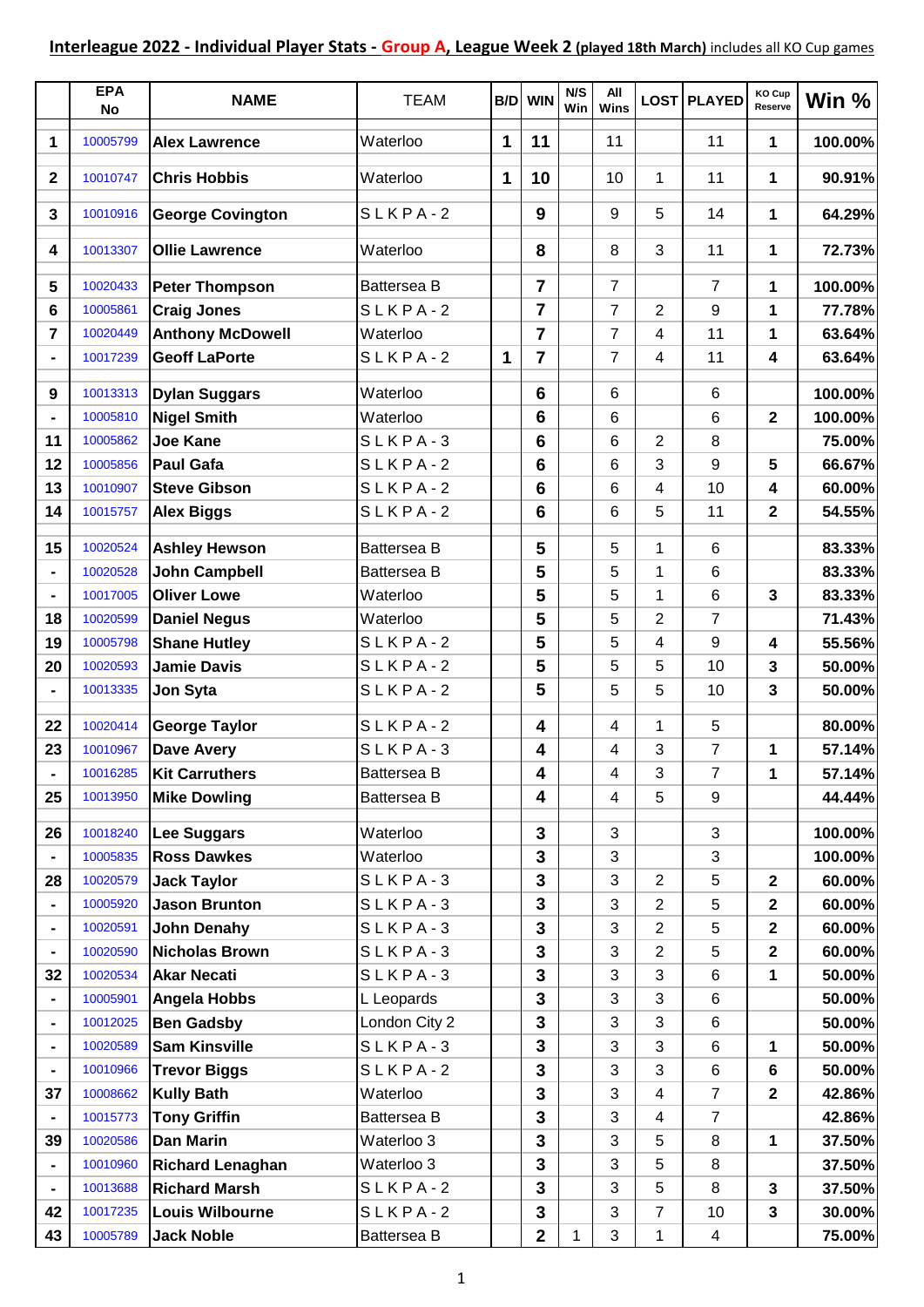**Interleague 2022 - Individual Player Stats - Group A, League Week 2 (played 18th March) includes all KO Cup games**

| | EPA No | NAME | TEAM | B/D | WIN | N/S Win | All Wins | LOST | PLAYED | KO Cup Reserve | Win % |
|---|---|---|---|---|---|---|---|---|---|---|---|
| 1 | 10005799 | Alex Lawrence | Waterloo | 1 | 11 | | 11 | | 11 | 1 | 100.00% |
| 2 | 10010747 | Chris Hobbis | Waterloo | 1 | 10 | | 10 | 1 | 11 | 1 | 90.91% |
| 3 | 10010916 | George Covington | S L K P A - 2 | | 9 | | 9 | 5 | 14 | 1 | 64.29% |
| 4 | 10013307 | Ollie Lawrence | Waterloo | | 8 | | 8 | 3 | 11 | 1 | 72.73% |
| 5 | 10020433 | Peter Thompson | Battersea B | | 7 | | 7 | | 7 | 1 | 100.00% |
| 6 | 10005861 | Craig Jones | S L K P A - 2 | | 7 | | 7 | 2 | 9 | 1 | 77.78% |
| 7 | 10020449 | Anthony McDowell | Waterloo | | 7 | | 7 | 4 | 11 | 1 | 63.64% |
| - | 10017239 | Geoff LaPorte | S L K P A - 2 | 1 | 7 | | 7 | 4 | 11 | 4 | 63.64% |
| 9 | 10013313 | Dylan Suggars | Waterloo | | 6 | | 6 | | 6 | | 100.00% |
| - | 10005810 | Nigel Smith | Waterloo | | 6 | | 6 | | 6 | 2 | 100.00% |
| 11 | 10005862 | Joe Kane | S L K P A - 3 | | 6 | | 6 | 2 | 8 | | 75.00% |
| 12 | 10005856 | Paul Gafa | S L K P A - 2 | | 6 | | 6 | 3 | 9 | 5 | 66.67% |
| 13 | 10010907 | Steve Gibson | S L K P A - 2 | | 6 | | 6 | 4 | 10 | 4 | 60.00% |
| 14 | 10015757 | Alex Biggs | S L K P A - 2 | | 6 | | 6 | 5 | 11 | 2 | 54.55% |
| 15 | 10020524 | Ashley Hewson | Battersea B | | 5 | | 5 | 1 | 6 | | 83.33% |
| - | 10020528 | John Campbell | Battersea B | | 5 | | 5 | 1 | 6 | | 83.33% |
| - | 10017005 | Oliver Lowe | Waterloo | | 5 | | 5 | 1 | 6 | 3 | 83.33% |
| 18 | 10020599 | Daniel Negus | Waterloo | | 5 | | 5 | 2 | 7 | | 71.43% |
| 19 | 10005798 | Shane Hutley | S L K P A - 2 | | 5 | | 5 | 4 | 9 | 4 | 55.56% |
| 20 | 10020593 | Jamie Davis | S L K P A - 2 | | 5 | | 5 | 5 | 10 | 3 | 50.00% |
| - | 10013335 | Jon Syta | S L K P A - 2 | | 5 | | 5 | 5 | 10 | 3 | 50.00% |
| 22 | 10020414 | George Taylor | S L K P A - 2 | | 4 | | 4 | 1 | 5 | | 80.00% |
| 23 | 10010967 | Dave Avery | S L K P A - 3 | | 4 | | 4 | 3 | 7 | 1 | 57.14% |
| - | 10016285 | Kit Carruthers | Battersea B | | 4 | | 4 | 3 | 7 | 1 | 57.14% |
| 25 | 10013950 | Mike Dowling | Battersea B | | 4 | | 4 | 5 | 9 | | 44.44% |
| 26 | 10018240 | Lee Suggars | Waterloo | | 3 | | 3 | | 3 | | 100.00% |
| - | 10005835 | Ross Dawkes | Waterloo | | 3 | | 3 | | 3 | | 100.00% |
| 28 | 10020579 | Jack Taylor | S L K P A - 3 | | 3 | | 3 | 2 | 5 | 2 | 60.00% |
| - | 10005920 | Jason Brunton | S L K P A - 3 | | 3 | | 3 | 2 | 5 | 2 | 60.00% |
| - | 10020591 | John Denahy | S L K P A - 3 | | 3 | | 3 | 2 | 5 | 2 | 60.00% |
| - | 10020590 | Nicholas Brown | S L K P A - 3 | | 3 | | 3 | 2 | 5 | 2 | 60.00% |
| 32 | 10020534 | Akar Necati | S L K P A - 3 | | 3 | | 3 | 3 | 6 | 1 | 50.00% |
| - | 10005901 | Angela Hobbs | L Leopards | | 3 | | 3 | 3 | 6 | | 50.00% |
| - | 10012025 | Ben Gadsby | London City 2 | | 3 | | 3 | 3 | 6 | | 50.00% |
| - | 10020589 | Sam Kinsville | S L K P A - 3 | | 3 | | 3 | 3 | 6 | 1 | 50.00% |
| - | 10010966 | Trevor Biggs | S L K P A - 2 | | 3 | | 3 | 3 | 6 | 6 | 50.00% |
| 37 | 10008662 | Kully Bath | Waterloo | | 3 | | 3 | 4 | 7 | 2 | 42.86% |
| - | 10015773 | Tony Griffin | Battersea B | | 3 | | 3 | 4 | 7 | | 42.86% |
| 39 | 10020586 | Dan Marin | Waterloo 3 | | 3 | | 3 | 5 | 8 | 1 | 37.50% |
| - | 10010960 | Richard Lenaghan | Waterloo 3 | | 3 | | 3 | 5 | 8 | | 37.50% |
| - | 10013688 | Richard Marsh | S L K P A - 2 | | 3 | | 3 | 5 | 8 | 3 | 37.50% |
| 42 | 10017235 | Louis Wilbourne | S L K P A - 2 | | 3 | | 3 | 7 | 10 | 3 | 30.00% |
| 43 | 10005789 | Jack Noble | Battersea B | | 2 | 1 | 3 | 1 | 4 | | 75.00% |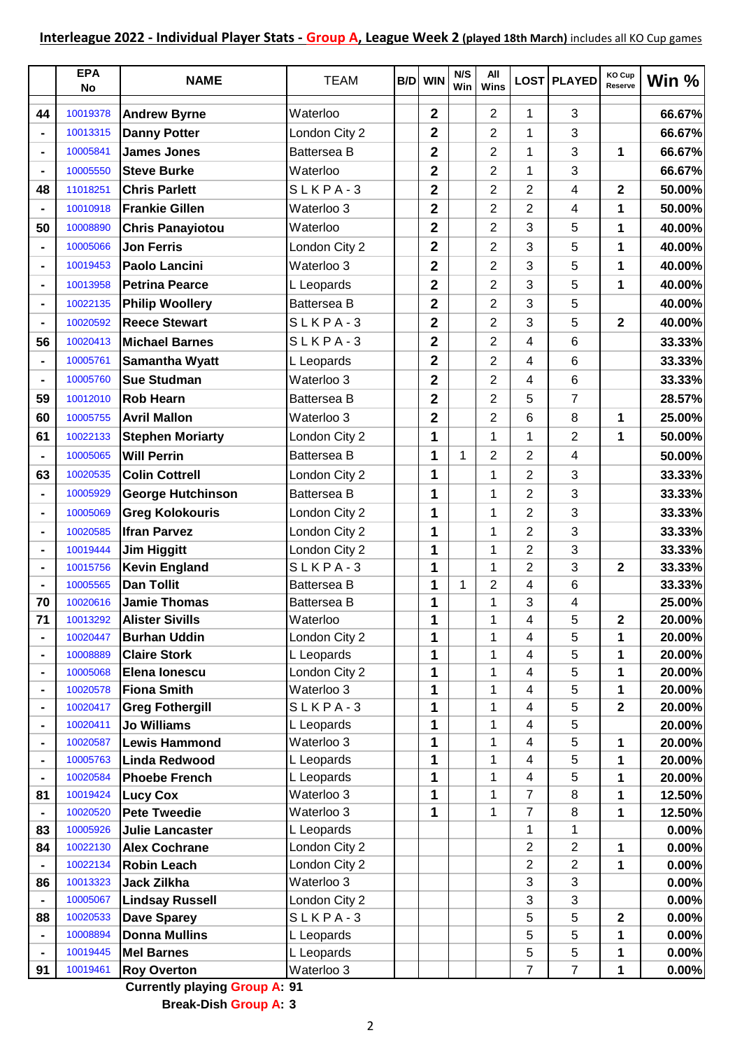## Interleague 2022 - Individual Player Stats - Group A, League Week 2 (played 18th March) includes all KO Cup games

| | EPA No | NAME | TEAM | B/D | WIN | N/S Win | All Wins | LOST | PLAYED | KO Cup Reserve | Win % |
|---|---|---|---|---|---|---|---|---|---|---|---|
| 44 | 10019378 | Andrew Byrne | Waterloo | | 2 | | 2 | 1 | 3 | | 66.67% |
| - | 10013315 | Danny Potter | London City 2 | | 2 | | 2 | 1 | 3 | | 66.67% |
| - | 10005841 | James Jones | Battersea B | | 2 | | 2 | 1 | 3 | 1 | 66.67% |
| - | 10005550 | Steve Burke | Waterloo | | 2 | | 2 | 1 | 3 | | 66.67% |
| 48 | 11018251 | Chris Parlett | S L K P A - 3 | | 2 | | 2 | 2 | 4 | 2 | 50.00% |
| - | 10010918 | Frankie Gillen | Waterloo 3 | | 2 | | 2 | 2 | 4 | 1 | 50.00% |
| 50 | 10008890 | Chris Panayiotou | Waterloo | | 2 | | 2 | 3 | 5 | 1 | 40.00% |
| - | 10005066 | Jon Ferris | London City 2 | | 2 | | 2 | 3 | 5 | 1 | 40.00% |
| - | 10019453 | Paolo Lancini | Waterloo 3 | | 2 | | 2 | 3 | 5 | 1 | 40.00% |
| - | 10013958 | Petrina Pearce | L Leopards | | 2 | | 2 | 3 | 5 | 1 | 40.00% |
| - | 10022135 | Philip Woolley | Battersea B | | 2 | | 2 | 3 | 5 | | 40.00% |
| - | 10020592 | Reece Stewart | S L K P A - 3 | | 2 | | 2 | 3 | 5 | 2 | 40.00% |
| 56 | 10020413 | Michael Barnes | S L K P A - 3 | | 2 | | 2 | 4 | 6 | | 33.33% |
| - | 10005761 | Samantha Wyatt | L Leopards | | 2 | | 2 | 4 | 6 | | 33.33% |
| - | 10005760 | Sue Studman | Waterloo 3 | | 2 | | 2 | 4 | 6 | | 33.33% |
| 59 | 10012010 | Rob Hearn | Battersea B | | 2 | | 2 | 5 | 7 | | 28.57% |
| 60 | 10005755 | Avril Mallon | Waterloo 3 | | 2 | | 2 | 6 | 8 | 1 | 25.00% |
| 61 | 10022133 | Stephen Moriarty | London City 2 | | 1 | | 1 | 1 | 2 | 1 | 50.00% |
| - | 10005065 | Will Perrin | Battersea B | | 1 | 1 | 2 | 2 | 4 | | 50.00% |
| 63 | 10020535 | Colin Cottrell | London City 2 | | 1 | | 1 | 2 | 3 | | 33.33% |
| - | 10005929 | George Hutchinson | Battersea B | | 1 | | 1 | 2 | 3 | | 33.33% |
| - | 10005069 | Greg Kolokouris | London City 2 | | 1 | | 1 | 2 | 3 | | 33.33% |
| - | 10020585 | Ifran Parvez | London City 2 | | 1 | | 1 | 2 | 3 | | 33.33% |
| - | 10019444 | Jim Higgitt | London City 2 | | 1 | | 1 | 2 | 3 | | 33.33% |
| - | 10015756 | Kevin England | S L K P A - 3 | | 1 | | 1 | 2 | 3 | 2 | 33.33% |
| - | 10005565 | Dan Tollit | Battersea B | | 1 | 1 | 2 | 4 | 6 | | 33.33% |
| 70 | 10020616 | Jamie Thomas | Battersea B | | 1 | | 1 | 3 | 4 | | 25.00% |
| 71 | 10013292 | Alister Sivills | Waterloo | | 1 | | 1 | 4 | 5 | 2 | 20.00% |
| - | 10020447 | Burhan Uddin | London City 2 | | 1 | | 1 | 4 | 5 | 1 | 20.00% |
| - | 10008889 | Claire Stork | L Leopards | | 1 | | 1 | 4 | 5 | 1 | 20.00% |
| - | 10005068 | Elena Ionescu | London City 2 | | 1 | | 1 | 4 | 5 | 1 | 20.00% |
| - | 10020578 | Fiona Smith | Waterloo 3 | | 1 | | 1 | 4 | 5 | 1 | 20.00% |
| - | 10020417 | Greg Fothergill | S L K P A - 3 | | 1 | | 1 | 4 | 5 | 2 | 20.00% |
| - | 10020411 | Jo Williams | L Leopards | | 1 | | 1 | 4 | 5 | | 20.00% |
| - | 10020587 | Lewis Hammond | Waterloo 3 | | 1 | | 1 | 4 | 5 | 1 | 20.00% |
| - | 10005763 | Linda Redwood | L Leopards | | 1 | | 1 | 4 | 5 | 1 | 20.00% |
| - | 10020584 | Phoebe French | L Leopards | | 1 | | 1 | 4 | 5 | 1 | 20.00% |
| 81 | 10019424 | Lucy Cox | Waterloo 3 | | 1 | | 1 | 7 | 8 | 1 | 12.50% |
| - | 10020520 | Pete Tweedie | Waterloo 3 | | 1 | | 1 | 7 | 8 | 1 | 12.50% |
| 83 | 10005926 | Julie Lancaster | L Leopards | | | | | 1 | 1 | | 0.00% |
| 84 | 10022130 | Alex Cochrane | London City 2 | | | | | 2 | 2 | 1 | 0.00% |
| - | 10022134 | Robin Leach | London City 2 | | | | | 2 | 2 | 1 | 0.00% |
| 86 | 10013323 | Jack Zilkha | Waterloo 3 | | | | | 3 | 3 | | 0.00% |
| - | 10005067 | Lindsay Russell | London City 2 | | | | | 3 | 3 | | 0.00% |
| 88 | 10020533 | Dave Sparey | S L K P A - 3 | | | | | 5 | 5 | 2 | 0.00% |
| - | 10008894 | Donna Mullins | L Leopards | | | | | 5 | 5 | 1 | 0.00% |
| - | 10019445 | Mel Barnes | L Leopards | | | | | 5 | 5 | 1 | 0.00% |
| 91 | 10019461 | Roy Overton | Waterloo 3 | | | | | 7 | 7 | 1 | 0.00% |

**Currently playing Group A: 91**

**Break-Dish Group A: 3**